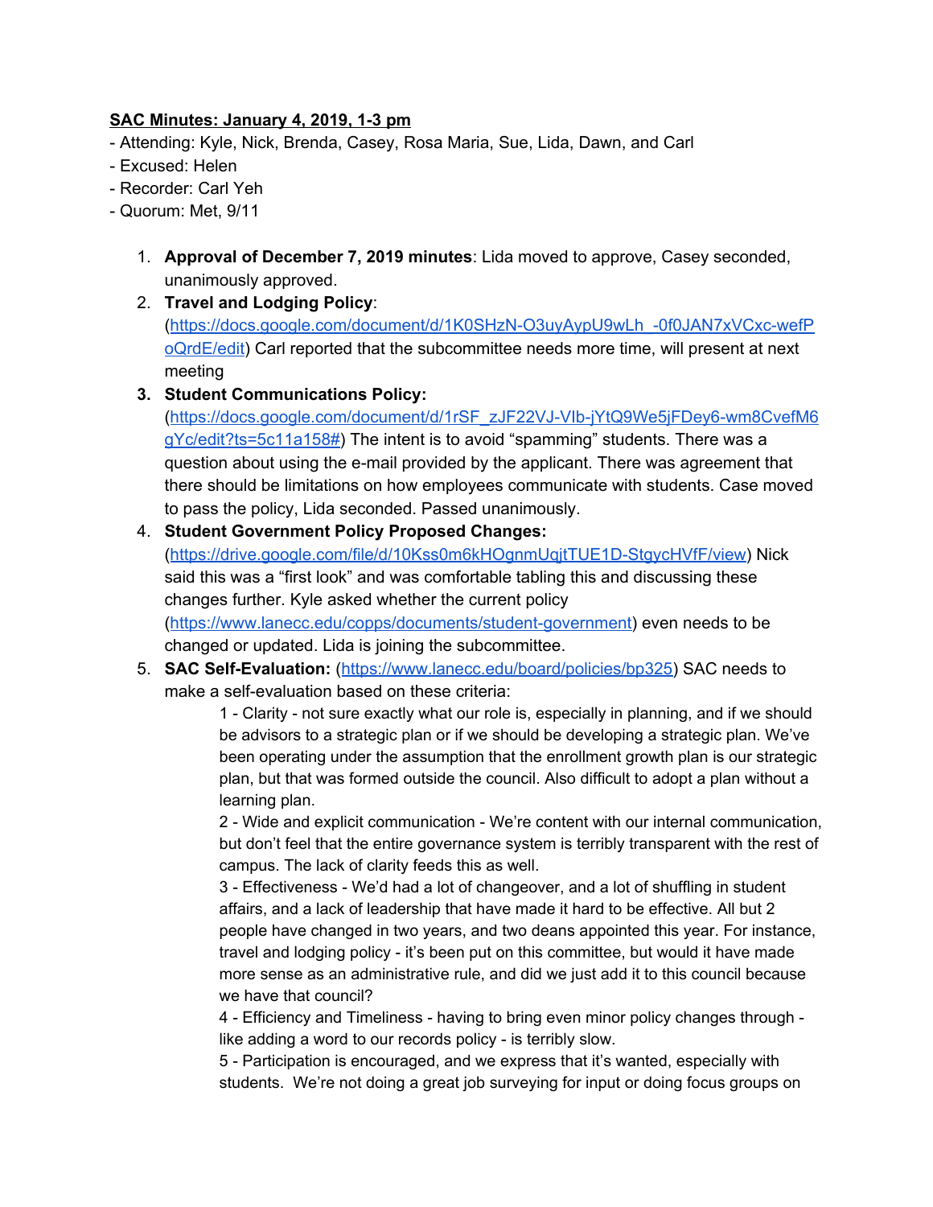**SAC Minutes: January 4, 2019, 1-3 pm**

- Attending: Kyle, Nick, Brenda, Casey, Rosa Maria, Sue, Lida, Dawn, and Carl
- Excused: Helen
- Recorder: Carl Yeh
- Quorum: Met, 9/11

1. **Approval of December 7, 2019 minutes**: Lida moved to approve, Casey seconded, unanimously approved.
2. **Travel and Lodging Policy**: (https://docs.google.com/document/d/1K0SHzN-O3uyAypU9wLh_-0f0JAN7xVCxc-wefPoQrdE/edit) Carl reported that the subcommittee needs more time, will present at next meeting
3. **Student Communications Policy:** (https://docs.google.com/document/d/1rSF_zJF22VJ-VIb-jYtQ9We5jFDey6-wm8CvefM6gYc/edit?ts=5c11a158#) The intent is to avoid "spamming" students. There was a question about using the e-mail provided by the applicant. There was agreement that there should be limitations on how employees communicate with students. Case moved to pass the policy, Lida seconded. Passed unanimously.
4. **Student Government Policy Proposed Changes:** (https://drive.google.com/file/d/10Kss0m6kHOgnmUqjtTUE1D-StgycHVfF/view) Nick said this was a "first look" and was comfortable tabling this and discussing these changes further. Kyle asked whether the current policy (https://www.lanecc.edu/copps/documents/student-government) even needs to be changed or updated. Lida is joining the subcommittee.
5. **SAC Self-Evaluation:** (https://www.lanecc.edu/board/policies/bp325) SAC needs to make a self-evaluation based on these criteria:

    1 - Clarity - not sure exactly what our role is, especially in planning, and if we should be advisors to a strategic plan or if we should be developing a strategic plan. We've been operating under the assumption that the enrollment growth plan is our strategic plan, but that was formed outside the council. Also difficult to adopt a plan without a learning plan.

    2 - Wide and explicit communication - We're content with our internal communication, but don't feel that the entire governance system is terribly transparent with the rest of campus. The lack of clarity feeds this as well.

    3 - Effectiveness - We'd had a lot of changeover, and a lot of shuffling in student affairs, and a lack of leadership that have made it hard to be effective. All but 2 people have changed in two years, and two deans appointed this year. For instance, travel and lodging policy - it's been put on this committee, but would it have made more sense as an administrative rule, and did we just add it to this council because we have that council?

    4 - Efficiency and Timeliness - having to bring even minor policy changes through - like adding a word to our records policy - is terribly slow.

    5 - Participation is encouraged, and we express that it's wanted, especially with students. We're not doing a great job surveying for input or doing focus groups on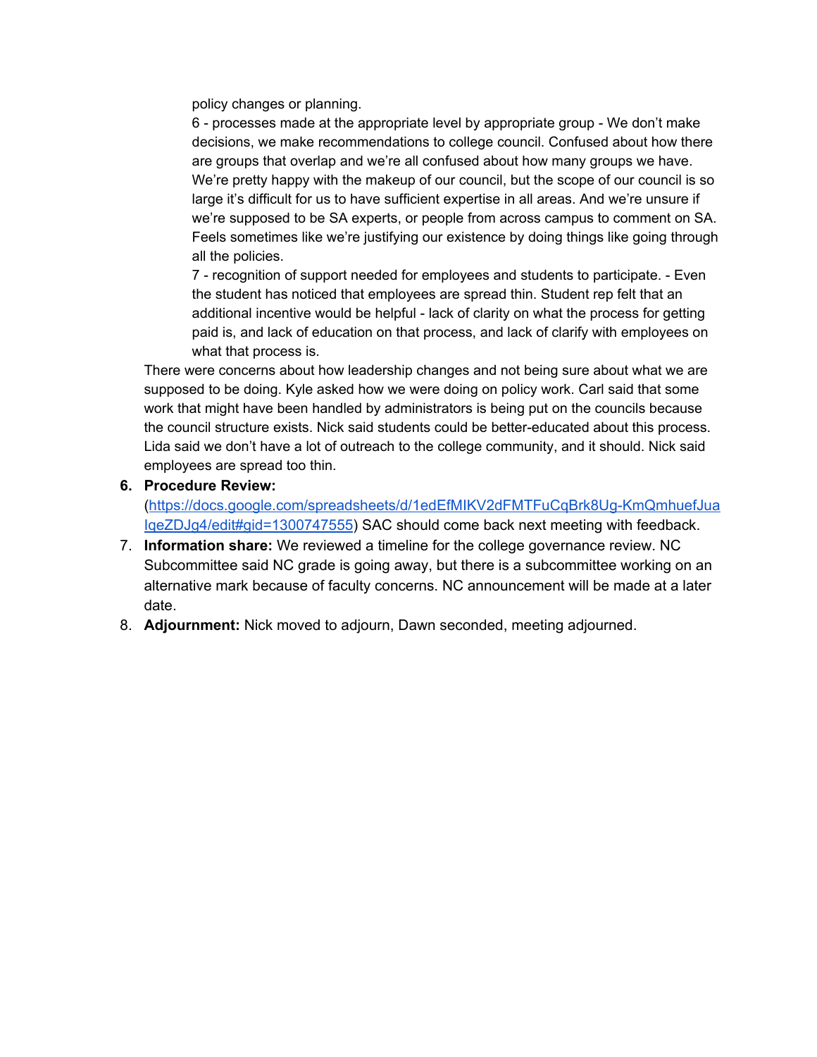policy changes or planning.

6 - processes made at the appropriate level by appropriate group - We don't make decisions, we make recommendations to college council. Confused about how there are groups that overlap and we're all confused about how many groups we have. We're pretty happy with the makeup of our council, but the scope of our council is so large it's difficult for us to have sufficient expertise in all areas. And we're unsure if we're supposed to be SA experts, or people from across campus to comment on SA. Feels sometimes like we're justifying our existence by doing things like going through all the policies.

7 - recognition of support needed for employees and students to participate. - Even the student has noticed that employees are spread thin. Student rep felt that an additional incentive would be helpful - lack of clarity on what the process for getting paid is, and lack of education on that process, and lack of clarify with employees on what that process is.

There were concerns about how leadership changes and not being sure about what we are supposed to be doing. Kyle asked how we were doing on policy work. Carl said that some work that might have been handled by administrators is being put on the councils because the council structure exists. Nick said students could be better-educated about this process. Lida said we don't have a lot of outreach to the college community, and it should. Nick said employees are spread too thin.

6. **Procedure Review:** (https://docs.google.com/spreadsheets/d/1edEfMIKV2dFMTFuCqBrk8Ug-KmQmhuefJuaIqeZDJg4/edit#gid=1300747555) SAC should come back next meeting with feedback.
7. **Information share:** We reviewed a timeline for the college governance review. NC Subcommittee said NC grade is going away, but there is a subcommittee working on an alternative mark because of faculty concerns. NC announcement will be made at a later date.
8. **Adjournment:** Nick moved to adjourn, Dawn seconded, meeting adjourned.